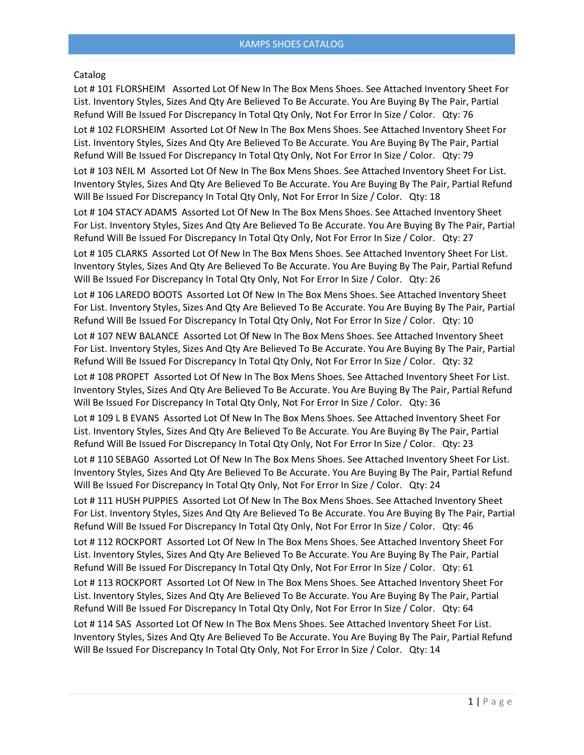# KAMPS SHOES CATALOG

Catalog

Lot # 101 FLORSHEIM Assorted Lot Of New In The Box Mens Shoes. See Attached Inventory Sheet For List. Inventory Styles, Sizes And Qty Are Believed To Be Accurate. You Are Buying By The Pair, Partial Refund Will Be Issued For Discrepancy In Total Qty Only, Not For Error In Size / Color. Qty: 76

Lot # 102 FLORSHEIM Assorted Lot Of New In The Box Mens Shoes. See Attached Inventory Sheet For List. Inventory Styles, Sizes And Qty Are Believed To Be Accurate. You Are Buying By The Pair, Partial Refund Will Be Issued For Discrepancy In Total Qty Only, Not For Error In Size / Color. Qty: 79

Lot # 103 NEIL M Assorted Lot Of New In The Box Mens Shoes. See Attached Inventory Sheet For List. Inventory Styles, Sizes And Qty Are Believed To Be Accurate. You Are Buying By The Pair, Partial Refund Will Be Issued For Discrepancy In Total Qty Only, Not For Error In Size / Color. Qty: 18

Lot # 104 STACY ADAMS Assorted Lot Of New In The Box Mens Shoes. See Attached Inventory Sheet For List. Inventory Styles, Sizes And Qty Are Believed To Be Accurate. You Are Buying By The Pair, Partial Refund Will Be Issued For Discrepancy In Total Qty Only, Not For Error In Size / Color. Qty: 27

Lot # 105 CLARKS Assorted Lot Of New In The Box Mens Shoes. See Attached Inventory Sheet For List. Inventory Styles, Sizes And Qty Are Believed To Be Accurate. You Are Buying By The Pair, Partial Refund Will Be Issued For Discrepancy In Total Qty Only, Not For Error In Size / Color. Qty: 26

Lot # 106 LAREDO BOOTS Assorted Lot Of New In The Box Mens Shoes. See Attached Inventory Sheet For List. Inventory Styles, Sizes And Qty Are Believed To Be Accurate. You Are Buying By The Pair, Partial Refund Will Be Issued For Discrepancy In Total Qty Only, Not For Error In Size / Color. Qty: 10

Lot # 107 NEW BALANCE Assorted Lot Of New In The Box Mens Shoes. See Attached Inventory Sheet For List. Inventory Styles, Sizes And Qty Are Believed To Be Accurate. You Are Buying By The Pair, Partial Refund Will Be Issued For Discrepancy In Total Qty Only, Not For Error In Size / Color. Qty: 32

Lot # 108 PROPET Assorted Lot Of New In The Box Mens Shoes. See Attached Inventory Sheet For List. Inventory Styles, Sizes And Qty Are Believed To Be Accurate. You Are Buying By The Pair, Partial Refund Will Be Issued For Discrepancy In Total Qty Only, Not For Error In Size / Color. Qty: 36

Lot # 109 L B EVANS Assorted Lot Of New In The Box Mens Shoes. See Attached Inventory Sheet For List. Inventory Styles, Sizes And Qty Are Believed To Be Accurate. You Are Buying By The Pair, Partial Refund Will Be Issued For Discrepancy In Total Qty Only, Not For Error In Size / Color. Qty: 23

Lot # 110 SEBAG0 Assorted Lot Of New In The Box Mens Shoes. See Attached Inventory Sheet For List. Inventory Styles, Sizes And Qty Are Believed To Be Accurate. You Are Buying By The Pair, Partial Refund Will Be Issued For Discrepancy In Total Qty Only, Not For Error In Size / Color. Qty: 24

Lot # 111 HUSH PUPPIES Assorted Lot Of New In The Box Mens Shoes. See Attached Inventory Sheet For List. Inventory Styles, Sizes And Qty Are Believed To Be Accurate. You Are Buying By The Pair, Partial Refund Will Be Issued For Discrepancy In Total Qty Only, Not For Error In Size / Color. Qty: 46

Lot # 112 ROCKPORT Assorted Lot Of New In The Box Mens Shoes. See Attached Inventory Sheet For List. Inventory Styles, Sizes And Qty Are Believed To Be Accurate. You Are Buying By The Pair, Partial Refund Will Be Issued For Discrepancy In Total Qty Only, Not For Error In Size / Color. Qty: 61

Lot # 113 ROCKPORT Assorted Lot Of New In The Box Mens Shoes. See Attached Inventory Sheet For List. Inventory Styles, Sizes And Qty Are Believed To Be Accurate. You Are Buying By The Pair, Partial Refund Will Be Issued For Discrepancy In Total Qty Only, Not For Error In Size / Color. Qty: 64

Lot # 114 SAS Assorted Lot Of New In The Box Mens Shoes. See Attached Inventory Sheet For List. Inventory Styles, Sizes And Qty Are Believed To Be Accurate. You Are Buying By The Pair, Partial Refund Will Be Issued For Discrepancy In Total Qty Only, Not For Error In Size / Color. Qty: 14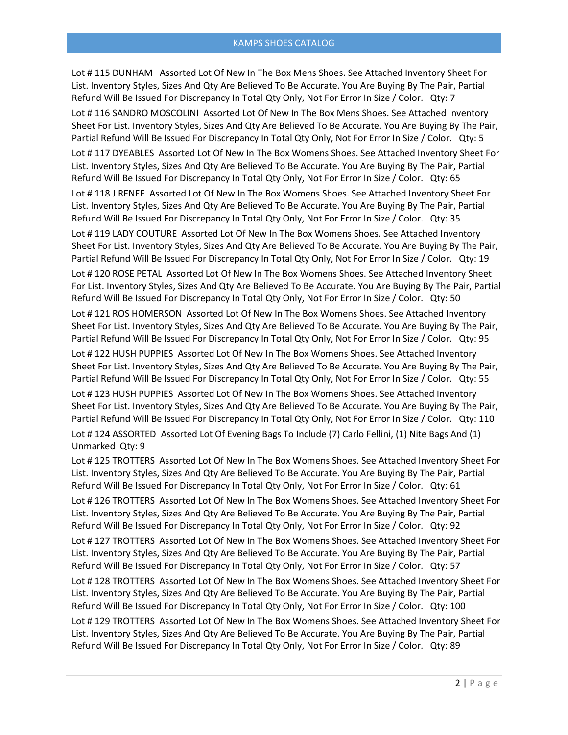Lot # 115 DUNHAM Assorted Lot Of New In The Box Mens Shoes. See Attached Inventory Sheet For List. Inventory Styles, Sizes And Qty Are Believed To Be Accurate. You Are Buying By The Pair, Partial Refund Will Be Issued For Discrepancy In Total Qty Only, Not For Error In Size / Color. Qty: 7

Lot # 116 SANDRO MOSCOLINI Assorted Lot Of New In The Box Mens Shoes. See Attached Inventory Sheet For List. Inventory Styles, Sizes And Qty Are Believed To Be Accurate. You Are Buying By The Pair, Partial Refund Will Be Issued For Discrepancy In Total Qty Only, Not For Error In Size / Color. Qty: 5

Lot # 117 DYEABLES Assorted Lot Of New In The Box Womens Shoes. See Attached Inventory Sheet For List. Inventory Styles, Sizes And Qty Are Believed To Be Accurate. You Are Buying By The Pair, Partial Refund Will Be Issued For Discrepancy In Total Qty Only, Not For Error In Size / Color. Qty: 65

Lot # 118 J RENEE Assorted Lot Of New In The Box Womens Shoes. See Attached Inventory Sheet For List. Inventory Styles, Sizes And Qty Are Believed To Be Accurate. You Are Buying By The Pair, Partial Refund Will Be Issued For Discrepancy In Total Qty Only, Not For Error In Size / Color. Qty: 35

Lot # 119 LADY COUTURE Assorted Lot Of New In The Box Womens Shoes. See Attached Inventory Sheet For List. Inventory Styles, Sizes And Qty Are Believed To Be Accurate. You Are Buying By The Pair, Partial Refund Will Be Issued For Discrepancy In Total Qty Only, Not For Error In Size / Color. Qty: 19

Lot # 120 ROSE PETAL Assorted Lot Of New In The Box Womens Shoes. See Attached Inventory Sheet For List. Inventory Styles, Sizes And Qty Are Believed To Be Accurate. You Are Buying By The Pair, Partial Refund Will Be Issued For Discrepancy In Total Qty Only, Not For Error In Size / Color. Qty: 50

Lot # 121 ROS HOMERSON Assorted Lot Of New In The Box Womens Shoes. See Attached Inventory Sheet For List. Inventory Styles, Sizes And Qty Are Believed To Be Accurate. You Are Buying By The Pair, Partial Refund Will Be Issued For Discrepancy In Total Qty Only, Not For Error In Size / Color. Qty: 95

Lot # 122 HUSH PUPPIES Assorted Lot Of New In The Box Womens Shoes. See Attached Inventory Sheet For List. Inventory Styles, Sizes And Qty Are Believed To Be Accurate. You Are Buying By The Pair, Partial Refund Will Be Issued For Discrepancy In Total Qty Only, Not For Error In Size / Color. Qty: 55

Lot # 123 HUSH PUPPIES Assorted Lot Of New In The Box Womens Shoes. See Attached Inventory Sheet For List. Inventory Styles, Sizes And Qty Are Believed To Be Accurate. You Are Buying By The Pair, Partial Refund Will Be Issued For Discrepancy In Total Qty Only, Not For Error In Size / Color. Qty: 110

Lot # 124 ASSORTED Assorted Lot Of Evening Bags To Include (7) Carlo Fellini, (1) Nite Bags And (1) Unmarked Qty: 9

Lot # 125 TROTTERS Assorted Lot Of New In The Box Womens Shoes. See Attached Inventory Sheet For List. Inventory Styles, Sizes And Qty Are Believed To Be Accurate. You Are Buying By The Pair, Partial Refund Will Be Issued For Discrepancy In Total Qty Only, Not For Error In Size / Color. Qty: 61

Lot # 126 TROTTERS Assorted Lot Of New In The Box Womens Shoes. See Attached Inventory Sheet For List. Inventory Styles, Sizes And Qty Are Believed To Be Accurate. You Are Buying By The Pair, Partial Refund Will Be Issued For Discrepancy In Total Qty Only, Not For Error In Size / Color. Qty: 92

Lot # 127 TROTTERS Assorted Lot Of New In The Box Womens Shoes. See Attached Inventory Sheet For List. Inventory Styles, Sizes And Qty Are Believed To Be Accurate. You Are Buying By The Pair, Partial Refund Will Be Issued For Discrepancy In Total Qty Only, Not For Error In Size / Color. Qty: 57

Lot # 128 TROTTERS Assorted Lot Of New In The Box Womens Shoes. See Attached Inventory Sheet For List. Inventory Styles, Sizes And Qty Are Believed To Be Accurate. You Are Buying By The Pair, Partial Refund Will Be Issued For Discrepancy In Total Qty Only, Not For Error In Size / Color. Qty: 100

Lot # 129 TROTTERS Assorted Lot Of New In The Box Womens Shoes. See Attached Inventory Sheet For List. Inventory Styles, Sizes And Qty Are Believed To Be Accurate. You Are Buying By The Pair, Partial Refund Will Be Issued For Discrepancy In Total Qty Only, Not For Error In Size / Color. Qty: 89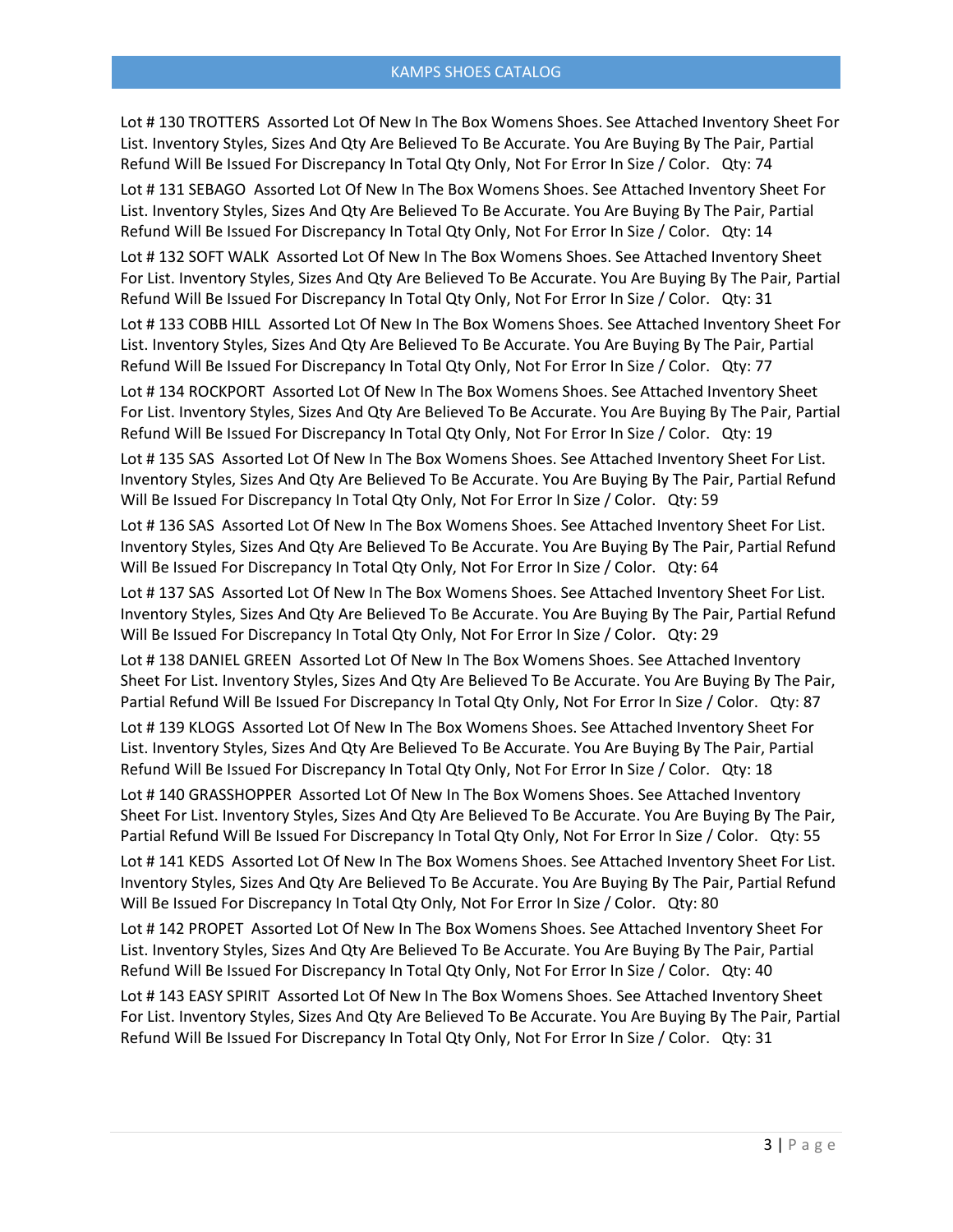Lot # 130 TROTTERS  Assorted Lot Of New In The Box Womens Shoes. See Attached Inventory Sheet For List. Inventory Styles, Sizes And Qty Are Believed To Be Accurate. You Are Buying By The Pair, Partial Refund Will Be Issued For Discrepancy In Total Qty Only, Not For Error In Size / Color.   Qty: 74

Lot # 131 SEBAGO  Assorted Lot Of New In The Box Womens Shoes. See Attached Inventory Sheet For List. Inventory Styles, Sizes And Qty Are Believed To Be Accurate. You Are Buying By The Pair, Partial Refund Will Be Issued For Discrepancy In Total Qty Only, Not For Error In Size / Color.   Qty: 14

Lot # 132 SOFT WALK  Assorted Lot Of New In The Box Womens Shoes. See Attached Inventory Sheet For List. Inventory Styles, Sizes And Qty Are Believed To Be Accurate. You Are Buying By The Pair, Partial Refund Will Be Issued For Discrepancy In Total Qty Only, Not For Error In Size / Color.   Qty: 31

Lot # 133 COBB HILL  Assorted Lot Of New In The Box Womens Shoes. See Attached Inventory Sheet For List. Inventory Styles, Sizes And Qty Are Believed To Be Accurate. You Are Buying By The Pair, Partial Refund Will Be Issued For Discrepancy In Total Qty Only, Not For Error In Size / Color.   Qty: 77

Lot # 134 ROCKPORT  Assorted Lot Of New In The Box Womens Shoes. See Attached Inventory Sheet For List. Inventory Styles, Sizes And Qty Are Believed To Be Accurate. You Are Buying By The Pair, Partial Refund Will Be Issued For Discrepancy In Total Qty Only, Not For Error In Size / Color.   Qty: 19

Lot # 135 SAS  Assorted Lot Of New In The Box Womens Shoes. See Attached Inventory Sheet For List. Inventory Styles, Sizes And Qty Are Believed To Be Accurate. You Are Buying By The Pair, Partial Refund Will Be Issued For Discrepancy In Total Qty Only, Not For Error In Size / Color.   Qty: 59

Lot # 136 SAS  Assorted Lot Of New In The Box Womens Shoes. See Attached Inventory Sheet For List. Inventory Styles, Sizes And Qty Are Believed To Be Accurate. You Are Buying By The Pair, Partial Refund Will Be Issued For Discrepancy In Total Qty Only, Not For Error In Size / Color.   Qty: 64

Lot # 137 SAS  Assorted Lot Of New In The Box Womens Shoes. See Attached Inventory Sheet For List. Inventory Styles, Sizes And Qty Are Believed To Be Accurate. You Are Buying By The Pair, Partial Refund Will Be Issued For Discrepancy In Total Qty Only, Not For Error In Size / Color.   Qty: 29

Lot # 138 DANIEL GREEN  Assorted Lot Of New In The Box Womens Shoes. See Attached Inventory Sheet For List. Inventory Styles, Sizes And Qty Are Believed To Be Accurate. You Are Buying By The Pair, Partial Refund Will Be Issued For Discrepancy In Total Qty Only, Not For Error In Size / Color.   Qty: 87

Lot # 139 KLOGS  Assorted Lot Of New In The Box Womens Shoes. See Attached Inventory Sheet For List. Inventory Styles, Sizes And Qty Are Believed To Be Accurate. You Are Buying By The Pair, Partial Refund Will Be Issued For Discrepancy In Total Qty Only, Not For Error In Size / Color.   Qty: 18

Lot # 140 GRASSHOPPER  Assorted Lot Of New In The Box Womens Shoes. See Attached Inventory Sheet For List. Inventory Styles, Sizes And Qty Are Believed To Be Accurate. You Are Buying By The Pair, Partial Refund Will Be Issued For Discrepancy In Total Qty Only, Not For Error In Size / Color.   Qty: 55

Lot # 141 KEDS  Assorted Lot Of New In The Box Womens Shoes. See Attached Inventory Sheet For List. Inventory Styles, Sizes And Qty Are Believed To Be Accurate. You Are Buying By The Pair, Partial Refund Will Be Issued For Discrepancy In Total Qty Only, Not For Error In Size / Color.   Qty: 80

Lot # 142 PROPET  Assorted Lot Of New In The Box Womens Shoes. See Attached Inventory Sheet For List. Inventory Styles, Sizes And Qty Are Believed To Be Accurate. You Are Buying By The Pair, Partial Refund Will Be Issued For Discrepancy In Total Qty Only, Not For Error In Size / Color.   Qty: 40

Lot # 143 EASY SPIRIT  Assorted Lot Of New In The Box Womens Shoes. See Attached Inventory Sheet For List. Inventory Styles, Sizes And Qty Are Believed To Be Accurate. You Are Buying By The Pair, Partial Refund Will Be Issued For Discrepancy In Total Qty Only, Not For Error In Size / Color.   Qty: 31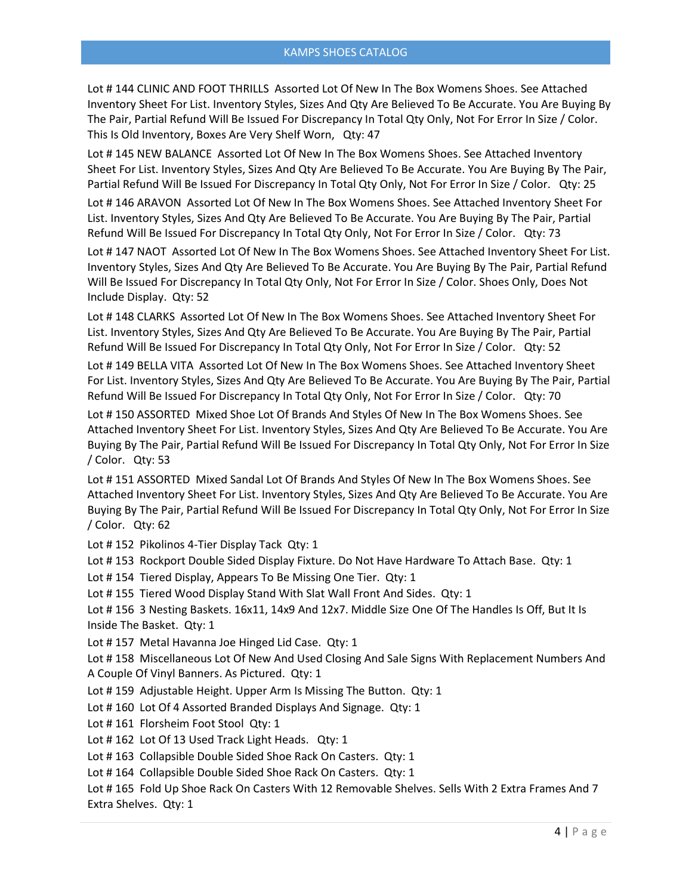Lot # 144 CLINIC AND FOOT THRILLS Assorted Lot Of New In The Box Womens Shoes. See Attached Inventory Sheet For List. Inventory Styles, Sizes And Qty Are Believed To Be Accurate. You Are Buying By The Pair, Partial Refund Will Be Issued For Discrepancy In Total Qty Only, Not For Error In Size / Color. This Is Old Inventory, Boxes Are Very Shelf Worn, Qty: 47

Lot # 145 NEW BALANCE Assorted Lot Of New In The Box Womens Shoes. See Attached Inventory Sheet For List. Inventory Styles, Sizes And Qty Are Believed To Be Accurate. You Are Buying By The Pair, Partial Refund Will Be Issued For Discrepancy In Total Qty Only, Not For Error In Size / Color. Qty: 25

Lot # 146 ARAVON Assorted Lot Of New In The Box Womens Shoes. See Attached Inventory Sheet For List. Inventory Styles, Sizes And Qty Are Believed To Be Accurate. You Are Buying By The Pair, Partial Refund Will Be Issued For Discrepancy In Total Qty Only, Not For Error In Size / Color. Qty: 73

Lot # 147 NAOT Assorted Lot Of New In The Box Womens Shoes. See Attached Inventory Sheet For List. Inventory Styles, Sizes And Qty Are Believed To Be Accurate. You Are Buying By The Pair, Partial Refund Will Be Issued For Discrepancy In Total Qty Only, Not For Error In Size / Color. Shoes Only, Does Not Include Display. Qty: 52

Lot # 148 CLARKS Assorted Lot Of New In The Box Womens Shoes. See Attached Inventory Sheet For List. Inventory Styles, Sizes And Qty Are Believed To Be Accurate. You Are Buying By The Pair, Partial Refund Will Be Issued For Discrepancy In Total Qty Only, Not For Error In Size / Color. Qty: 52

Lot # 149 BELLA VITA Assorted Lot Of New In The Box Womens Shoes. See Attached Inventory Sheet For List. Inventory Styles, Sizes And Qty Are Believed To Be Accurate. You Are Buying By The Pair, Partial Refund Will Be Issued For Discrepancy In Total Qty Only, Not For Error In Size / Color. Qty: 70

Lot # 150 ASSORTED Mixed Shoe Lot Of Brands And Styles Of New In The Box Womens Shoes. See Attached Inventory Sheet For List. Inventory Styles, Sizes And Qty Are Believed To Be Accurate. You Are Buying By The Pair, Partial Refund Will Be Issued For Discrepancy In Total Qty Only, Not For Error In Size / Color. Qty: 53

Lot # 151 ASSORTED Mixed Sandal Lot Of Brands And Styles Of New In The Box Womens Shoes. See Attached Inventory Sheet For List. Inventory Styles, Sizes And Qty Are Believed To Be Accurate. You Are Buying By The Pair, Partial Refund Will Be Issued For Discrepancy In Total Qty Only, Not For Error In Size / Color. Qty: 62

Lot # 152 Pikolinos 4-Tier Display Tack Qty: 1

Lot # 153 Rockport Double Sided Display Fixture. Do Not Have Hardware To Attach Base. Qty: 1

Lot # 154 Tiered Display, Appears To Be Missing One Tier. Qty: 1

Lot # 155 Tiered Wood Display Stand With Slat Wall Front And Sides. Qty: 1

Lot # 156 3 Nesting Baskets. 16x11, 14x9 And 12x7. Middle Size One Of The Handles Is Off, But It Is Inside The Basket. Qty: 1

Lot # 157 Metal Havanna Joe Hinged Lid Case. Qty: 1

Lot # 158 Miscellaneous Lot Of New And Used Closing And Sale Signs With Replacement Numbers And A Couple Of Vinyl Banners. As Pictured. Qty: 1

Lot # 159 Adjustable Height. Upper Arm Is Missing The Button. Qty: 1

Lot # 160 Lot Of 4 Assorted Branded Displays And Signage. Qty: 1

Lot # 161 Florsheim Foot Stool Qty: 1

Lot # 162 Lot Of 13 Used Track Light Heads. Qty: 1

Lot # 163 Collapsible Double Sided Shoe Rack On Casters. Qty: 1

Lot # 164 Collapsible Double Sided Shoe Rack On Casters. Qty: 1

Lot # 165 Fold Up Shoe Rack On Casters With 12 Removable Shelves. Sells With 2 Extra Frames And 7 Extra Shelves. Qty: 1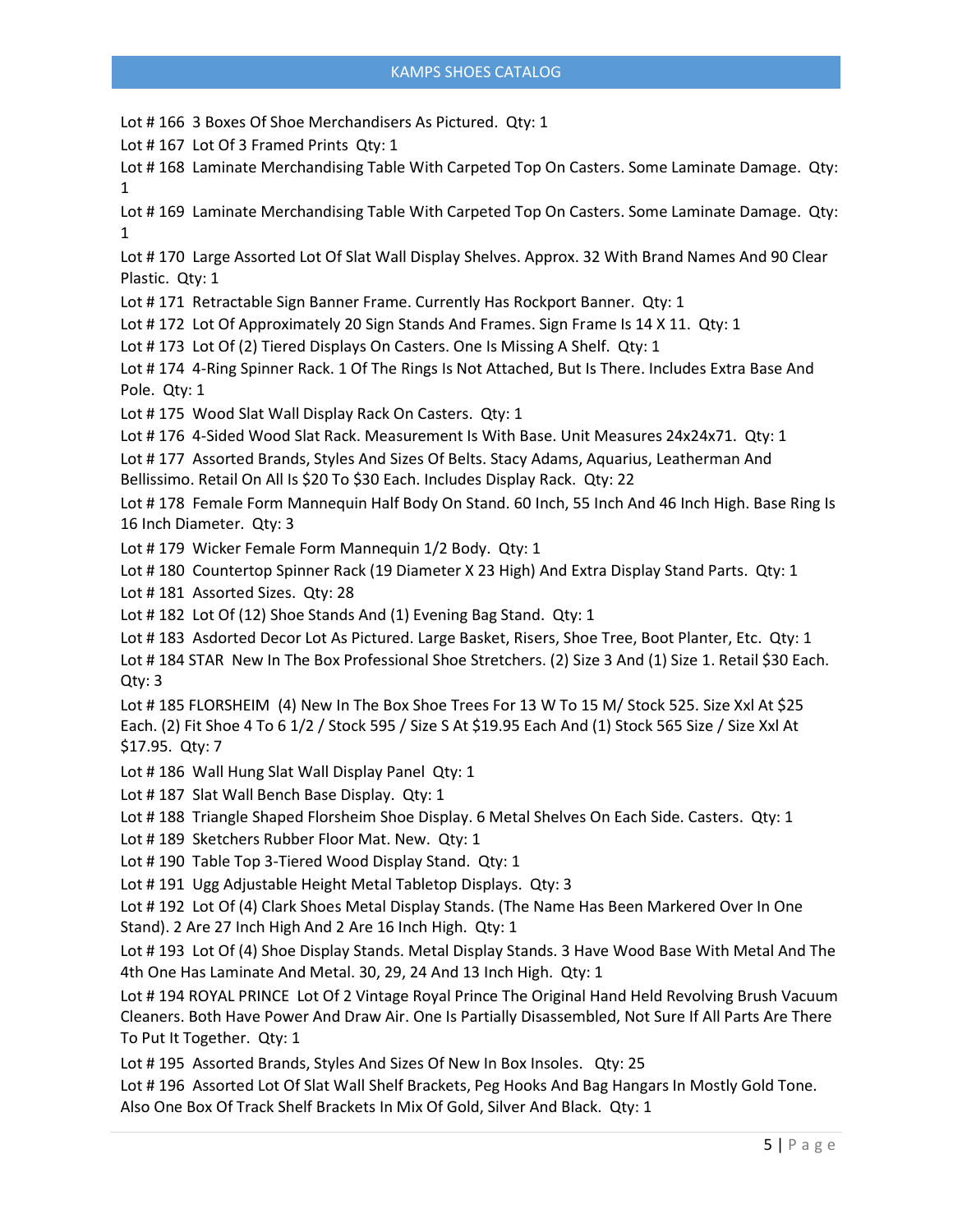Lot # 166 3 Boxes Of Shoe Merchandisers As Pictured. Qty: 1

Lot # 167 Lot Of 3 Framed Prints Qty: 1

Lot # 168 Laminate Merchandising Table With Carpeted Top On Casters. Some Laminate Damage. Qty: 1

Lot # 169 Laminate Merchandising Table With Carpeted Top On Casters. Some Laminate Damage. Qty: 1

Lot # 170 Large Assorted Lot Of Slat Wall Display Shelves. Approx. 32 With Brand Names And 90 Clear Plastic. Qty: 1

Lot # 171 Retractable Sign Banner Frame. Currently Has Rockport Banner. Qty: 1

Lot # 172 Lot Of Approximately 20 Sign Stands And Frames. Sign Frame Is 14 X 11. Qty: 1

Lot # 173 Lot Of (2) Tiered Displays On Casters. One Is Missing A Shelf. Qty: 1

Lot # 174 4-Ring Spinner Rack. 1 Of The Rings Is Not Attached, But Is There. Includes Extra Base And Pole. Qty: 1

Lot # 175 Wood Slat Wall Display Rack On Casters. Qty: 1

Lot # 176 4-Sided Wood Slat Rack. Measurement Is With Base. Unit Measures 24x24x71. Qty: 1

Lot # 177 Assorted Brands, Styles And Sizes Of Belts. Stacy Adams, Aquarius, Leatherman And Bellissimo. Retail On All Is $20 To $30 Each. Includes Display Rack. Qty: 22

Lot # 178 Female Form Mannequin Half Body On Stand. 60 Inch, 55 Inch And 46 Inch High. Base Ring Is 16 Inch Diameter. Qty: 3

Lot # 179 Wicker Female Form Mannequin 1/2 Body. Qty: 1

Lot # 180 Countertop Spinner Rack (19 Diameter X 23 High) And Extra Display Stand Parts. Qty: 1

Lot # 181 Assorted Sizes. Qty: 28

Lot # 182 Lot Of (12) Shoe Stands And (1) Evening Bag Stand. Qty: 1

Lot # 183 Asdorted Decor Lot As Pictured. Large Basket, Risers, Shoe Tree, Boot Planter, Etc. Qty: 1

Lot # 184 STAR New In The Box Professional Shoe Stretchers. (2) Size 3 And (1) Size 1. Retail $30 Each. Qty: 3

Lot # 185 FLORSHEIM (4) New In The Box Shoe Trees For 13 W To 15 M/ Stock 525. Size Xxl At $25 Each. (2) Fit Shoe 4 To 6 1/2 / Stock 595 / Size S At $19.95 Each And (1) Stock 565 Size / Size Xxl At $17.95. Qty: 7

Lot # 186 Wall Hung Slat Wall Display Panel Qty: 1

Lot # 187 Slat Wall Bench Base Display. Qty: 1

Lot # 188 Triangle Shaped Florsheim Shoe Display. 6 Metal Shelves On Each Side. Casters. Qty: 1

Lot # 189 Sketchers Rubber Floor Mat. New. Qty: 1

Lot # 190 Table Top 3-Tiered Wood Display Stand. Qty: 1

Lot # 191 Ugg Adjustable Height Metal Tabletop Displays. Qty: 3

Lot # 192 Lot Of (4) Clark Shoes Metal Display Stands. (The Name Has Been Markered Over In One Stand). 2 Are 27 Inch High And 2 Are 16 Inch High. Qty: 1

Lot # 193 Lot Of (4) Shoe Display Stands. Metal Display Stands. 3 Have Wood Base With Metal And The 4th One Has Laminate And Metal. 30, 29, 24 And 13 Inch High. Qty: 1

Lot # 194 ROYAL PRINCE Lot Of 2 Vintage Royal Prince The Original Hand Held Revolving Brush Vacuum Cleaners. Both Have Power And Draw Air. One Is Partially Disassembled, Not Sure If All Parts Are There To Put It Together. Qty: 1

Lot # 195 Assorted Brands, Styles And Sizes Of New In Box Insoles. Qty: 25

Lot # 196 Assorted Lot Of Slat Wall Shelf Brackets, Peg Hooks And Bag Hangars In Mostly Gold Tone. Also One Box Of Track Shelf Brackets In Mix Of Gold, Silver And Black. Qty: 1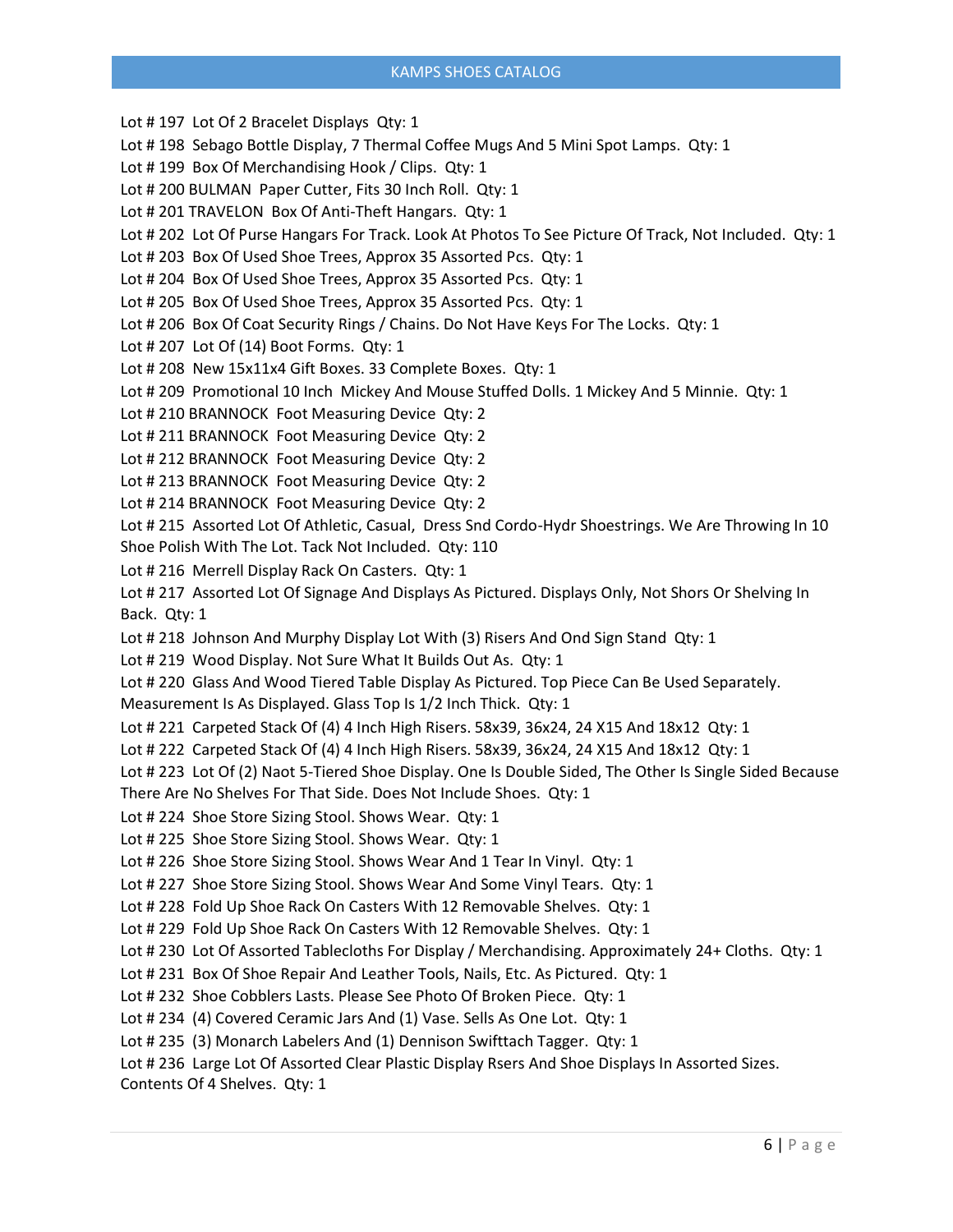Lot # 197 Lot Of 2 Bracelet Displays Qty: 1

Lot # 198 Sebago Bottle Display, 7 Thermal Coffee Mugs And 5 Mini Spot Lamps. Qty: 1

Lot # 199 Box Of Merchandising Hook / Clips. Qty: 1

Lot # 200 BULMAN Paper Cutter, Fits 30 Inch Roll. Qty: 1

Lot # 201 TRAVELON Box Of Anti-Theft Hangars. Qty: 1

Lot # 202 Lot Of Purse Hangars For Track. Look At Photos To See Picture Of Track, Not Included. Qty: 1

Lot # 203 Box Of Used Shoe Trees, Approx 35 Assorted Pcs. Qty: 1

Lot # 204 Box Of Used Shoe Trees, Approx 35 Assorted Pcs. Qty: 1

Lot # 205 Box Of Used Shoe Trees, Approx 35 Assorted Pcs. Qty: 1

Lot # 206 Box Of Coat Security Rings / Chains. Do Not Have Keys For The Locks. Qty: 1

Lot # 207 Lot Of (14) Boot Forms. Qty: 1

Lot # 208 New 15x11x4 Gift Boxes. 33 Complete Boxes. Qty: 1

Lot # 209 Promotional 10 Inch Mickey And Mouse Stuffed Dolls. 1 Mickey And 5 Minnie. Qty: 1

Lot # 210 BRANNOCK Foot Measuring Device Qty: 2

Lot # 211 BRANNOCK Foot Measuring Device Qty: 2

Lot # 212 BRANNOCK Foot Measuring Device Qty: 2

Lot # 213 BRANNOCK Foot Measuring Device Qty: 2

Lot # 214 BRANNOCK Foot Measuring Device Qty: 2

Lot # 215 Assorted Lot Of Athletic, Casual, Dress Snd Cordo-Hydr Shoestrings. We Are Throwing In 10 Shoe Polish With The Lot. Tack Not Included. Qty: 110

Lot # 216 Merrell Display Rack On Casters. Qty: 1

Lot # 217 Assorted Lot Of Signage And Displays As Pictured. Displays Only, Not Shors Or Shelving In Back. Qty: 1

Lot # 218 Johnson And Murphy Display Lot With (3) Risers And Ond Sign Stand Qty: 1

Lot # 219 Wood Display. Not Sure What It Builds Out As. Qty: 1

Lot # 220 Glass And Wood Tiered Table Display As Pictured. Top Piece Can Be Used Separately. Measurement Is As Displayed. Glass Top Is 1/2 Inch Thick. Qty: 1

Lot # 221 Carpeted Stack Of (4) 4 Inch High Risers. 58x39, 36x24, 24 X15 And 18x12 Qty: 1

Lot # 222 Carpeted Stack Of (4) 4 Inch High Risers. 58x39, 36x24, 24 X15 And 18x12 Qty: 1

Lot # 223 Lot Of (2) Naot 5-Tiered Shoe Display. One Is Double Sided, The Other Is Single Sided Because There Are No Shelves For That Side. Does Not Include Shoes. Qty: 1

Lot # 224 Shoe Store Sizing Stool. Shows Wear. Qty: 1

Lot # 225 Shoe Store Sizing Stool. Shows Wear. Qty: 1

Lot # 226 Shoe Store Sizing Stool. Shows Wear And 1 Tear In Vinyl. Qty: 1

Lot # 227 Shoe Store Sizing Stool. Shows Wear And Some Vinyl Tears. Qty: 1

Lot # 228 Fold Up Shoe Rack On Casters With 12 Removable Shelves. Qty: 1

Lot # 229 Fold Up Shoe Rack On Casters With 12 Removable Shelves. Qty: 1

Lot # 230 Lot Of Assorted Tablecloths For Display / Merchandising. Approximately 24+ Cloths. Qty: 1

Lot # 231 Box Of Shoe Repair And Leather Tools, Nails, Etc. As Pictured. Qty: 1

Lot # 232 Shoe Cobblers Lasts. Please See Photo Of Broken Piece. Qty: 1

Lot # 234 (4) Covered Ceramic Jars And (1) Vase. Sells As One Lot. Qty: 1

Lot # 235 (3) Monarch Labelers And (1) Dennison Swifttach Tagger. Qty: 1

Lot # 236 Large Lot Of Assorted Clear Plastic Display Rsers And Shoe Displays In Assorted Sizes. Contents Of 4 Shelves. Qty: 1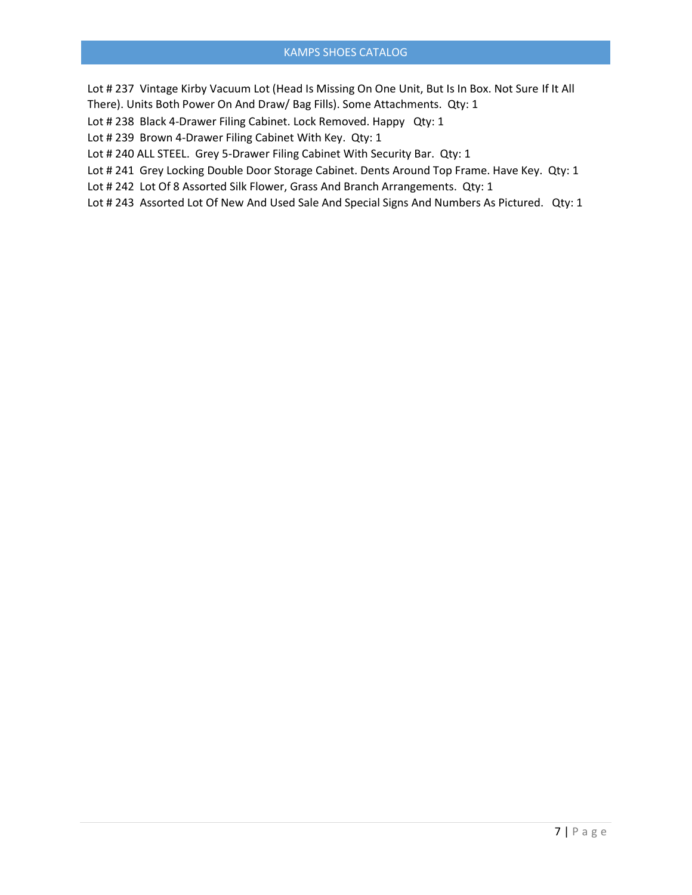Lot # 237 Vintage Kirby Vacuum Lot (Head Is Missing On One Unit, But Is In Box. Not Sure If It All There). Units Both Power On And Draw/ Bag Fills). Some Attachments. Qty: 1

Lot # 238 Black 4-Drawer Filing Cabinet. Lock Removed. Happy Qty: 1

Lot # 239 Brown 4-Drawer Filing Cabinet With Key. Qty: 1

Lot # 240 ALL STEEL. Grey 5-Drawer Filing Cabinet With Security Bar. Qty: 1

Lot # 241 Grey Locking Double Door Storage Cabinet. Dents Around Top Frame. Have Key. Qty: 1

Lot # 242 Lot Of 8 Assorted Silk Flower, Grass And Branch Arrangements. Qty: 1

Lot # 243 Assorted Lot Of New And Used Sale And Special Signs And Numbers As Pictured. Qty: 1